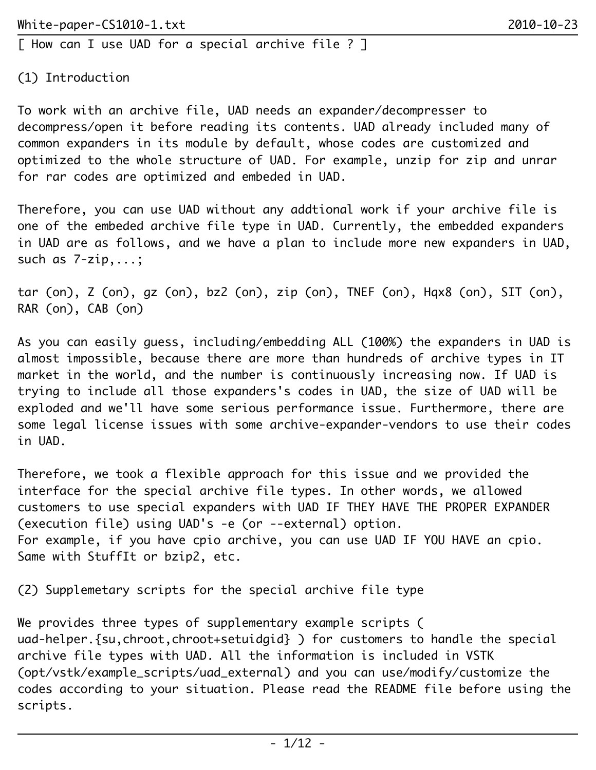[ How can I use UAD for a special archive file ? ]

(1) Introduction

To work with an archive file, UAD needs an expander/decompresser to decompress/open it before reading its contents. UAD already included many of common expanders in its module by default, whose codes are customized and optimized to the whole structure of UAD. For example, unzip for zip and unrar for rar codes are optimized and embeded in UAD.

Therefore, you can use UAD without any addtional work if your archive file is one of the embeded archive file type in UAD. Currently, the embedded expanders in UAD are as follows, and we have a plan to include more new expanders in UAD, such as 7-zip,...;

tar (on), Z (on), gz (on), bz2 (on), zip (on), TNEF (on), Hqx8 (on), SIT (on), RAR (on), CAB (on)

As you can easily guess, including/embedding ALL (100%) the expanders in UAD is almost impossible, because there are more than hundreds of archive types in IT market in the world, and the number is continuously increasing now. If UAD is trying to include all those expanders's codes in UAD, the size of UAD will be exploded and we'll have some serious performance issue. Furthermore, there are some legal license issues with some archive-expander-vendors to use their codes in UAD.

Therefore, we took a flexible approach for this issue and we provided the interface for the special archive file types. In other words, we allowed customers to use special expanders with UAD IF THEY HAVE THE PROPER EXPANDER (execution file) using UAD's -e (or --external) option.
For example, if you have cpio archive, you can use UAD IF YOU HAVE an cpio. Same with StuffIt or bzip2, etc.

(2) Supplemetary scripts for the special archive file type

We provides three types of supplementary example scripts ( uad-helper.{su,chroot,chroot+setuidgid} ) for customers to handle the special archive file types with UAD. All the information is included in VSTK (opt/vstk/example_scripts/uad_external) and you can use/modify/customize the codes according to your situation. Please read the README file before using the scripts.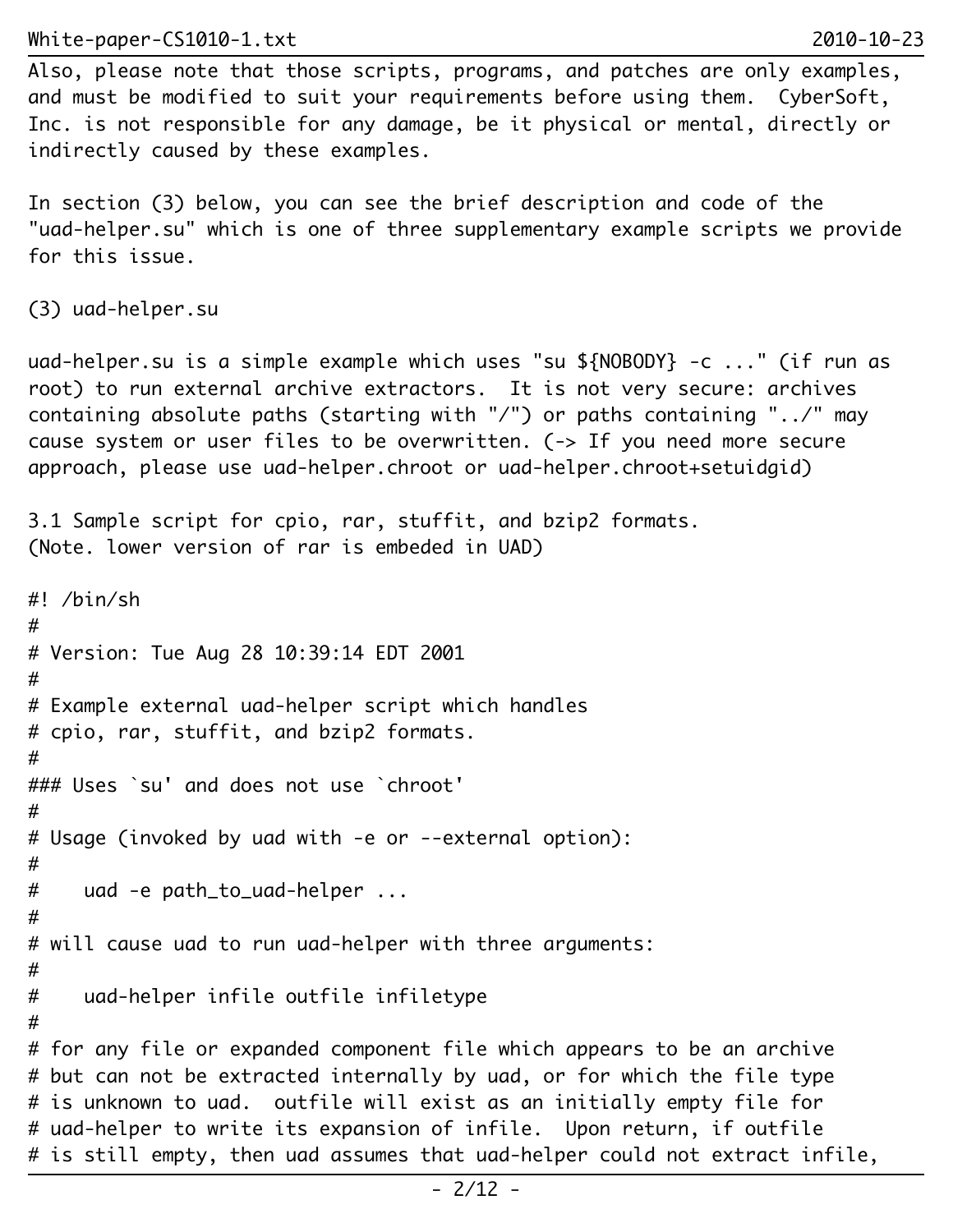Also, please note that those scripts, programs, and patches are only examples, and must be modified to suit your requirements before using them. CyberSoft, Inc. is not responsible for any damage, be it physical or mental, directly or indirectly caused by these examples.

In section (3) below, you can see the brief description and code of the "uad-helper.su" which is one of three supplementary example scripts we provide for this issue.

## (3) uad-helper.su

uad-helper.su is a simple example which uses "su ${NOBODY} -c ..." (if run as root) to run external archive extractors. It is not very secure: archives containing absolute paths (starting with "/") or paths containing "../" may cause system or user files to be overwritten. (-> If you need more secure approach, please use uad-helper.chroot or uad-helper.chroot+setuidgid)

### 3.1 Sample script for cpio, rar, stuffit, and bzip2 formats.

(Note. lower version of rar is embeded in UAD)

```
#! /bin/sh
#
# Version: Tue Aug 28 10:39:14 EDT 2001
#
# Example external uad-helper script which handles
# cpio, rar, stuffit, and bzip2 formats.
#
### Uses `su' and does not use `chroot'
#
# Usage (invoked by uad with -e or --external option):
#
#    uad -e path_to_uad-helper ...
#
# will cause uad to run uad-helper with three arguments:
#
#    uad-helper infile outfile infiletype
#
# for any file or expanded component file which appears to be an archive
# but can not be extracted internally by uad, or for which the file type
# is unknown to uad.  outfile will exist as an initially empty file for
# uad-helper to write its expansion of infile.  Upon return, if outfile
# is still empty, then uad assumes that uad-helper could not extract infile,
```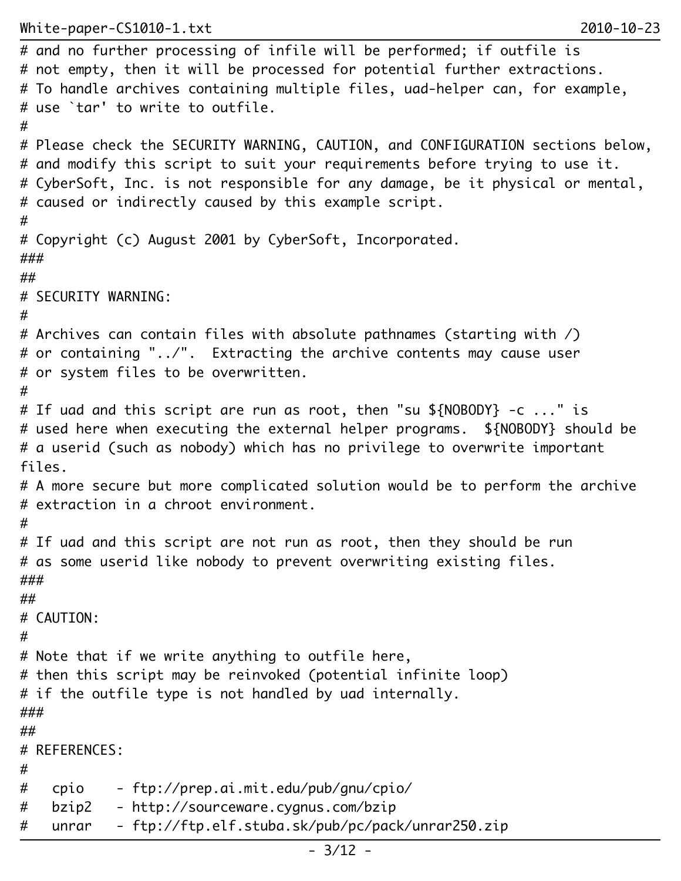```
# and no further processing of infile will be performed; if outfile is
# not empty, then it will be processed for potential further extractions.
# To handle archives containing multiple files, uad-helper can, for example,
# use `tar' to write to outfile.
#
# Please check the SECURITY WARNING, CAUTION, and CONFIGURATION sections below,
# and modify this script to suit your requirements before trying to use it.
# CyberSoft, Inc. is not responsible for any damage, be it physical or mental,
# caused or indirectly caused by this example script.
#
# Copyright (c) August 2001 by CyberSoft, Incorporated.
###
##
# SECURITY WARNING:
#
# Archives can contain files with absolute pathnames (starting with /)
# or containing "../".  Extracting the archive contents may cause user
# or system files to be overwritten.
#
# If uad and this script are run as root, then "su ${NOBODY} -c ..." is
# used here when executing the external helper programs.  ${NOBODY} should be
# a userid (such as nobody) which has no privilege to overwrite important
files.
# A more secure but more complicated solution would be to perform the archive
# extraction in a chroot environment.
#
# If uad and this script are not run as root, then they should be run
# as some userid like nobody to prevent overwriting existing files.
###
##
# CAUTION:
#
# Note that if we write anything to outfile here,
# then this script may be reinvoked (potential infinite loop)
# if the outfile type is not handled by uad internally.
###
##
# REFERENCES:
#
#   cpio    - ftp://prep.ai.mit.edu/pub/gnu/cpio/
#   bzip2   - http://sourceware.cygnus.com/bzip
#   unrar   - ftp://ftp.elf.stuba.sk/pub/pc/pack/unrar250.zip
```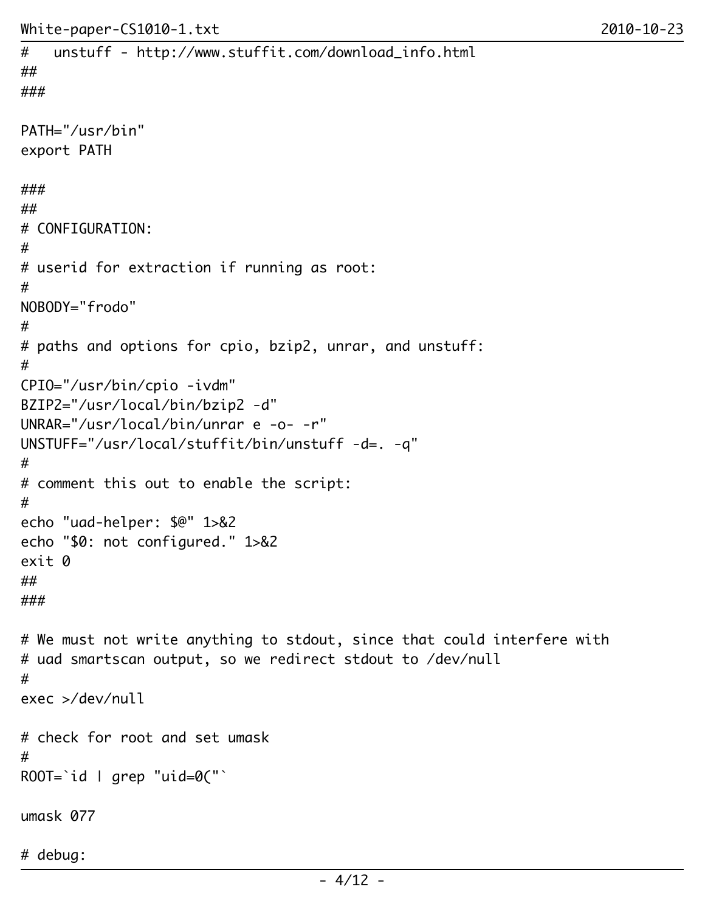```
#   unstuff - http://www.stuffit.com/download_info.html
##
###

PATH="/usr/bin"
export PATH

###
##
# CONFIGURATION:
#
# userid for extraction if running as root:
#
NOBODY="frodo"
#
# paths and options for cpio, bzip2, unrar, and unstuff:
#
CPIO="/usr/bin/cpio -ivdm"
BZIP2="/usr/local/bin/bzip2 -d"
UNRAR="/usr/local/bin/unrar e -o- -r"
UNSTUFF="/usr/local/stuffit/bin/unstuff -d=. -q"
#
# comment this out to enable the script:
#
echo "uad-helper: $@" 1>&2
echo "$0: not configured." 1>&2
exit 0
##
###

# We must not write anything to stdout, since that could interfere with
# uad smartscan output, so we redirect stdout to /dev/null
#
exec >/dev/null

# check for root and set umask
#
ROOT=`id | grep "uid=0("`

umask 077

# debug:
```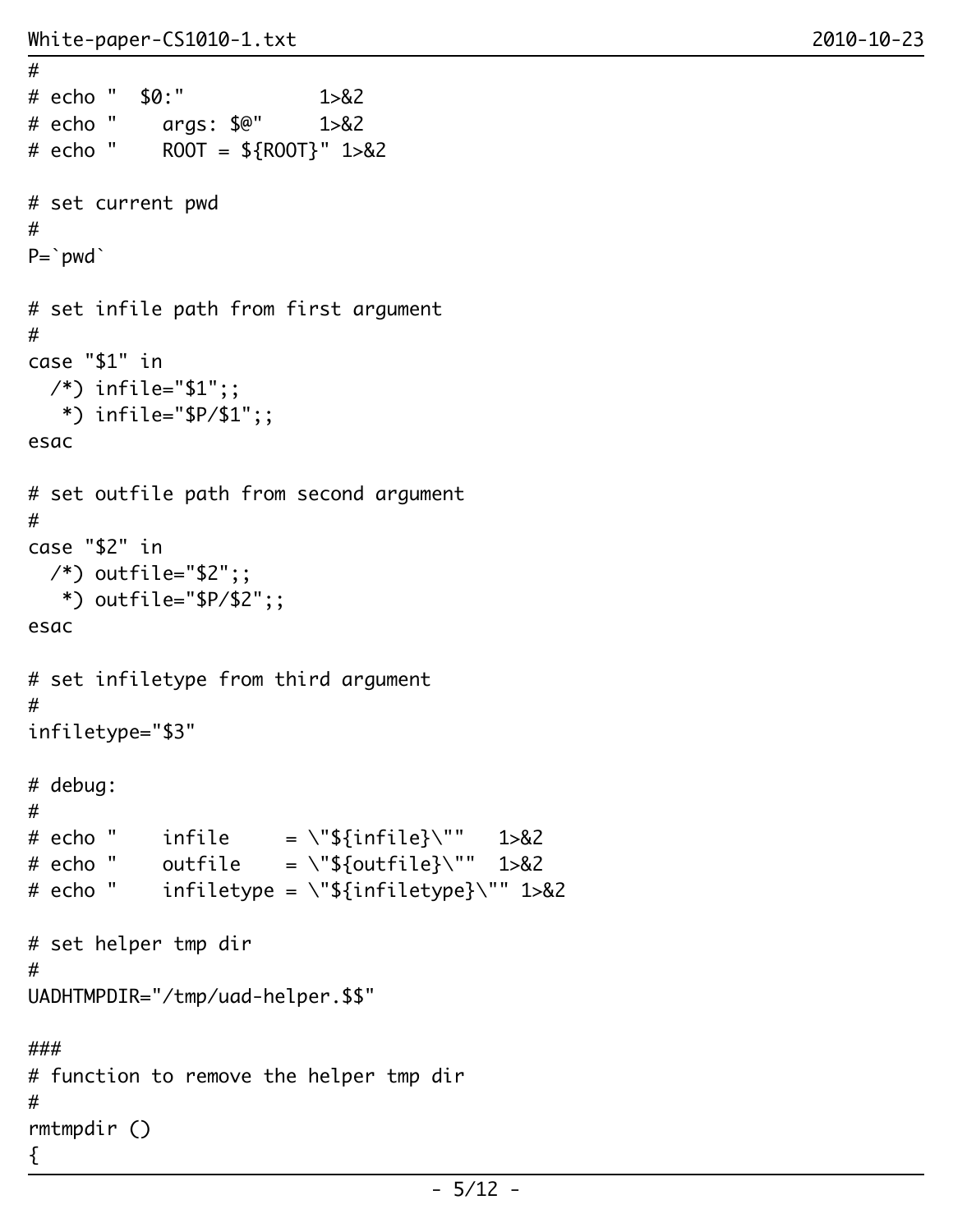```
#
# echo "  $0:"            1>&2
# echo "    args: $@"     1>&2
# echo "    ROOT = ${ROOT}" 1>&2

# set current pwd
#
P=`pwd`

# set infile path from first argument
#
case "$1" in
  /*) infile="$1";;
   *) infile="$P/$1";;
esac

# set outfile path from second argument
#
case "$2" in
  /*) outfile="$2";;
   *) outfile="$P/$2";;
esac

# set infiletype from third argument
#
infiletype="$3"

# debug:
#
# echo "    infile     = \"${infile}\""   1>&2
# echo "    outfile    = \"${outfile}\""  1>&2
# echo "    infiletype = \"${infiletype}\"" 1>&2

# set helper tmp dir
#
UADHTMPDIR="/tmp/uad-helper.$$"

###
# function to remove the helper tmp dir
#
rmtmpdir ()
{
```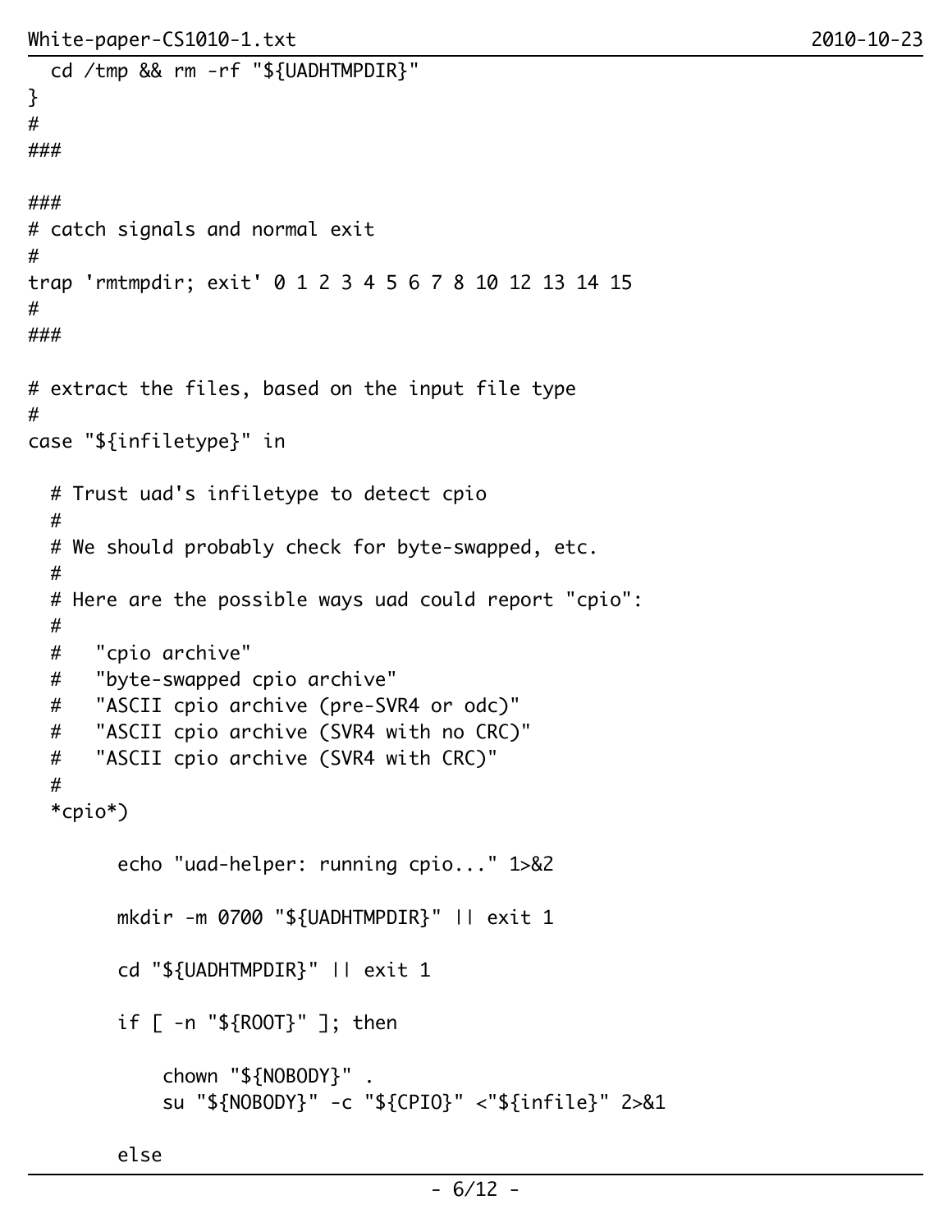```
  cd /tmp && rm -rf "${UADHTMPDIR}"
}
#
###

###
# catch signals and normal exit
#
trap 'rmtmpdir; exit' 0 1 2 3 4 5 6 7 8 10 12 13 14 15
#
###

# extract the files, based on the input file type
#
case "${infiletype}" in

  # Trust uad's infiletype to detect cpio
  #
  # We should probably check for byte-swapped, etc.
  #
  # Here are the possible ways uad could report "cpio":
  #
  #   "cpio archive"
  #   "byte-swapped cpio archive"
  #   "ASCII cpio archive (pre-SVR4 or odc)"
  #   "ASCII cpio archive (SVR4 with no CRC)"
  #   "ASCII cpio archive (SVR4 with CRC)"
  #
  *cpio*)

        echo "uad-helper: running cpio..." 1>&2

        mkdir -m 0700 "${UADHTMPDIR}" || exit 1

        cd "${UADHTMPDIR}" || exit 1

        if [ -n "${ROOT}" ]; then

            chown "${NOBODY}" .
            su "${NOBODY}" -c "${CPIO}" <"${infile}" 2>&1

        else
```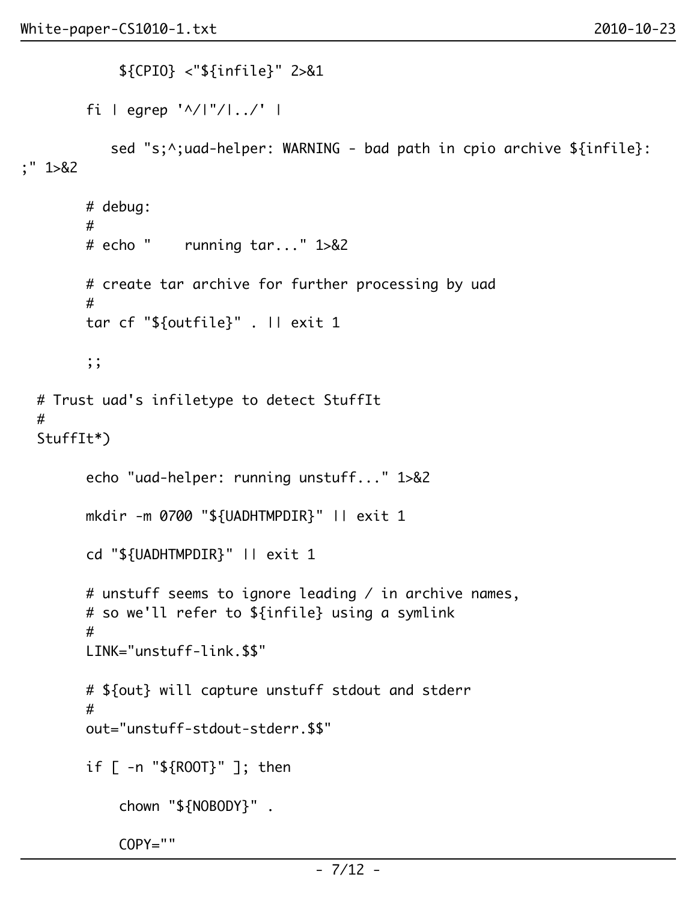```
            ${CPIO} <"${infile}" 2>&1

        fi | egrep '^/|"/|../' |

           sed "s;^;uad-helper: WARNING - bad path in cpio archive ${infile}:
;" 1>&2

        # debug:
        #
        # echo "    running tar..." 1>&2

        # create tar archive for further processing by uad
        #
        tar cf "${outfile}" . || exit 1

        ;;

  # Trust uad's infiletype to detect StuffIt
  #
  StuffIt*)

        echo "uad-helper: running unstuff..." 1>&2

        mkdir -m 0700 "${UADHTMPDIR}" || exit 1

        cd "${UADHTMPDIR}" || exit 1

        # unstuff seems to ignore leading / in archive names,
        # so we'll refer to ${infile} using a symlink
        #
        LINK="unstuff-link.$$"

        # ${out} will capture unstuff stdout and stderr
        #
        out="unstuff-stdout-stderr.$$"

        if [ -n "${ROOT}" ]; then

            chown "${NOBODY}" .

            COPY=""
```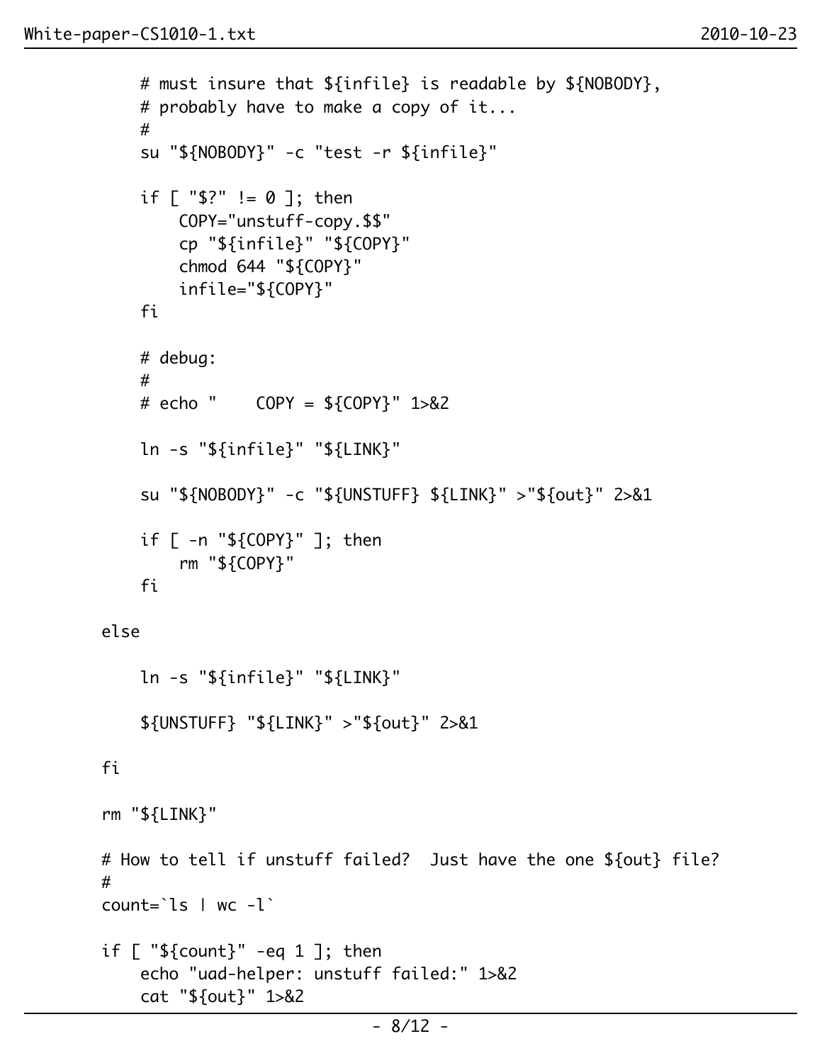```
        # must insure that ${infile} is readable by ${NOBODY},
        # probably have to make a copy of it...
        #
        su "${NOBODY}" -c "test -r ${infile}"

        if [ "$?" != 0 ]; then
            COPY="unstuff-copy.$$"
            cp "${infile}" "${COPY}"
            chmod 644 "${COPY}"
            infile="${COPY}"
        fi

        # debug:
        #
        # echo "    COPY = ${COPY}" 1>&2

        ln -s "${infile}" "${LINK}"

        su "${NOBODY}" -c "${UNSTUFF} ${LINK}" >"${out}" 2>&1

        if [ -n "${COPY}" ]; then
            rm "${COPY}"
        fi

    else

        ln -s "${infile}" "${LINK}"

        ${UNSTUFF} "${LINK}" >"${out}" 2>&1

    fi

    rm "${LINK}"

    # How to tell if unstuff failed?  Just have the one ${out} file?
    #
    count=`ls | wc -l`

    if [ "${count}" -eq 1 ]; then
        echo "uad-helper: unstuff failed:" 1>&2
        cat "${out}" 1>&2
```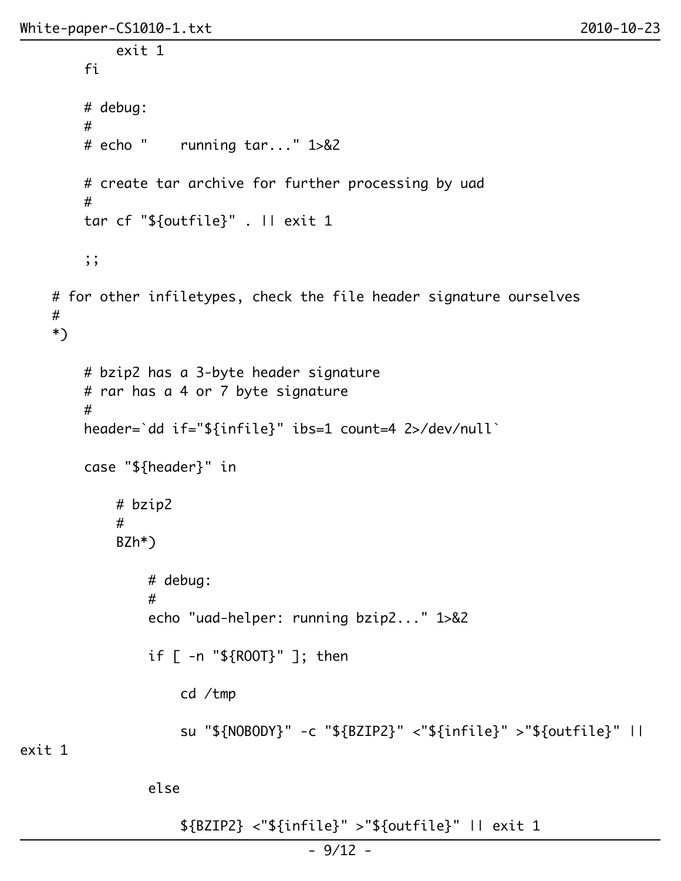```
            exit 1
        fi

        # debug:
        #
        # echo "    running tar..." 1>&2

        # create tar archive for further processing by uad
        #
        tar cf "${outfile}" . || exit 1

        ;;

    # for other infiletypes, check the file header signature ourselves
    #
    *)

        # bzip2 has a 3-byte header signature
        # rar has a 4 or 7 byte signature
        #
        header=`dd if="${infile}" ibs=1 count=4 2>/dev/null`

        case "${header}" in

            # bzip2
            #
            BZh*)

                # debug:
                #
                echo "uad-helper: running bzip2..." 1>&2

                if [ -n "${ROOT}" ]; then

                    cd /tmp

                    su "${NOBODY}" -c "${BZIP2}" <"${infile}" >"${outfile}" ||
exit 1

                else

                    ${BZIP2} <"${infile}" >"${outfile}" || exit 1
```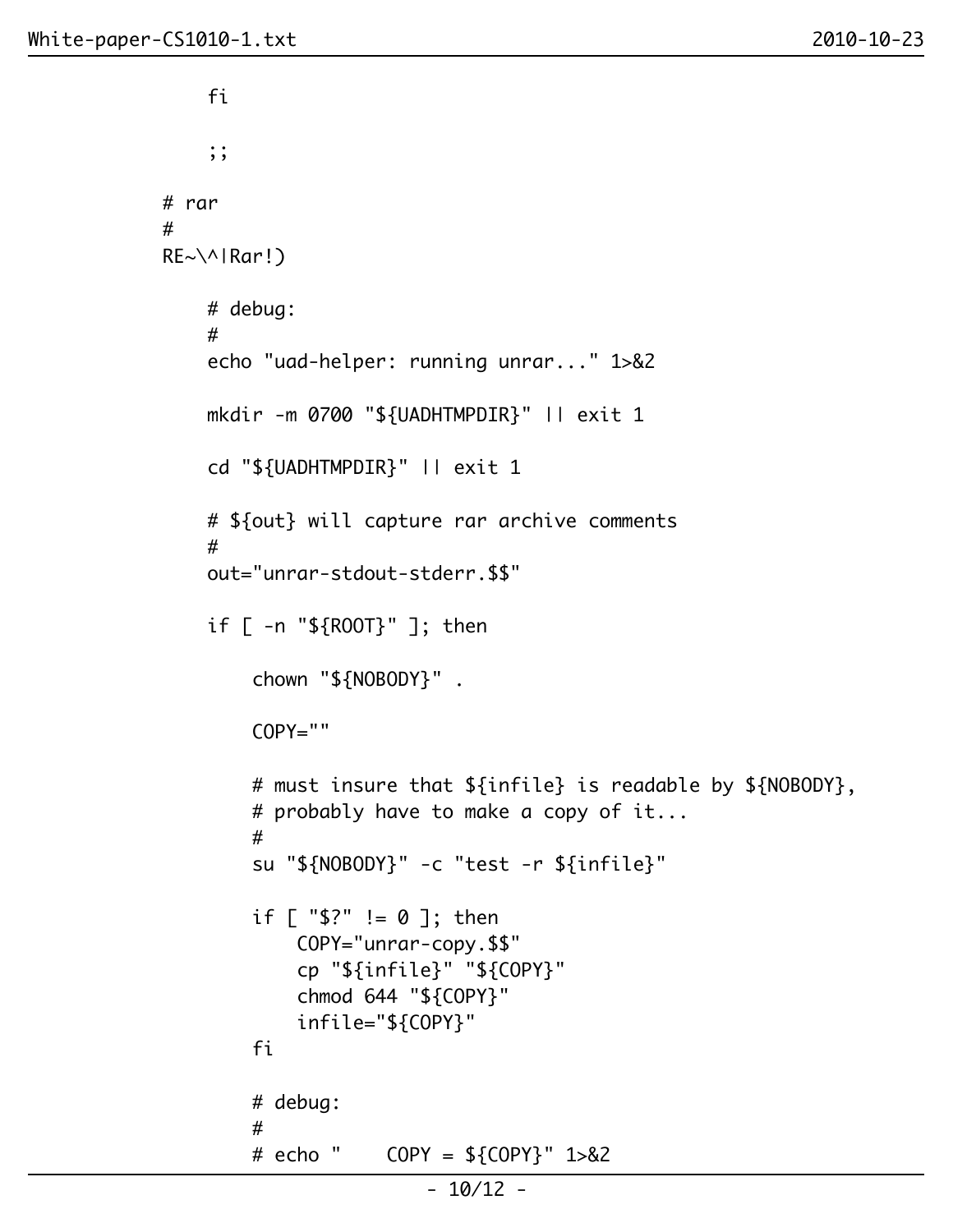```
            fi

            ;;

        # rar
        #
        RE~\^|Rar!)

            # debug:
            #
            echo "uad-helper: running unrar..." 1>&2

            mkdir -m 0700 "${UADHTMPDIR}" || exit 1

            cd "${UADHTMPDIR}" || exit 1

            # ${out} will capture rar archive comments
            #
            out="unrar-stdout-stderr.$$"

            if [ -n "${ROOT}" ]; then

                chown "${NOBODY}" .

                COPY=""

                # must insure that ${infile} is readable by ${NOBODY},
                # probably have to make a copy of it...
                #
                su "${NOBODY}" -c "test -r ${infile}"

                if [ "$?" != 0 ]; then
                    COPY="unrar-copy.$$"
                    cp "${infile}" "${COPY}"
                    chmod 644 "${COPY}"
                    infile="${COPY}"
                fi

                # debug:
                #
                # echo "    COPY = ${COPY}" 1>&2
```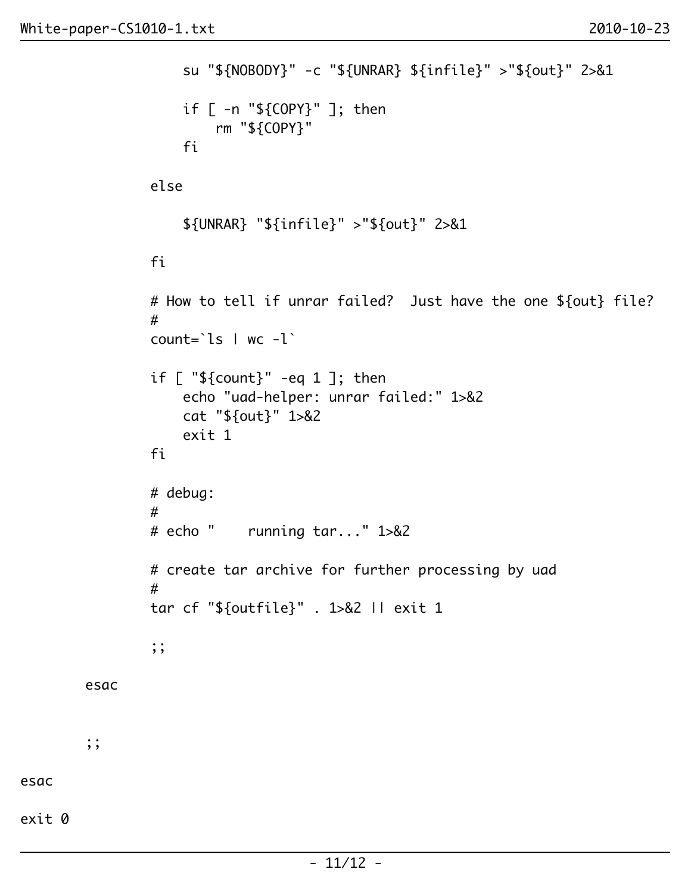```
                su "${NOBODY}" -c "${UNRAR} ${infile}" >"${out}" 2>&1

                if [ -n "${COPY}" ]; then
                    rm "${COPY}"
                fi

            else

                ${UNRAR} "${infile}" >"${out}" 2>&1

            fi

            # How to tell if unrar failed?  Just have the one ${out} file?
            #
            count=`ls | wc -l`

            if [ "${count}" -eq 1 ]; then
                echo "uad-helper: unrar failed:" 1>&2
                cat "${out}" 1>&2
                exit 1
            fi

            # debug:
            #
            # echo "    running tar..." 1>&2

            # create tar archive for further processing by uad
            #
            tar cf "${outfile}" . 1>&2 || exit 1

            ;;

        esac


        ;;

esac

exit 0
```